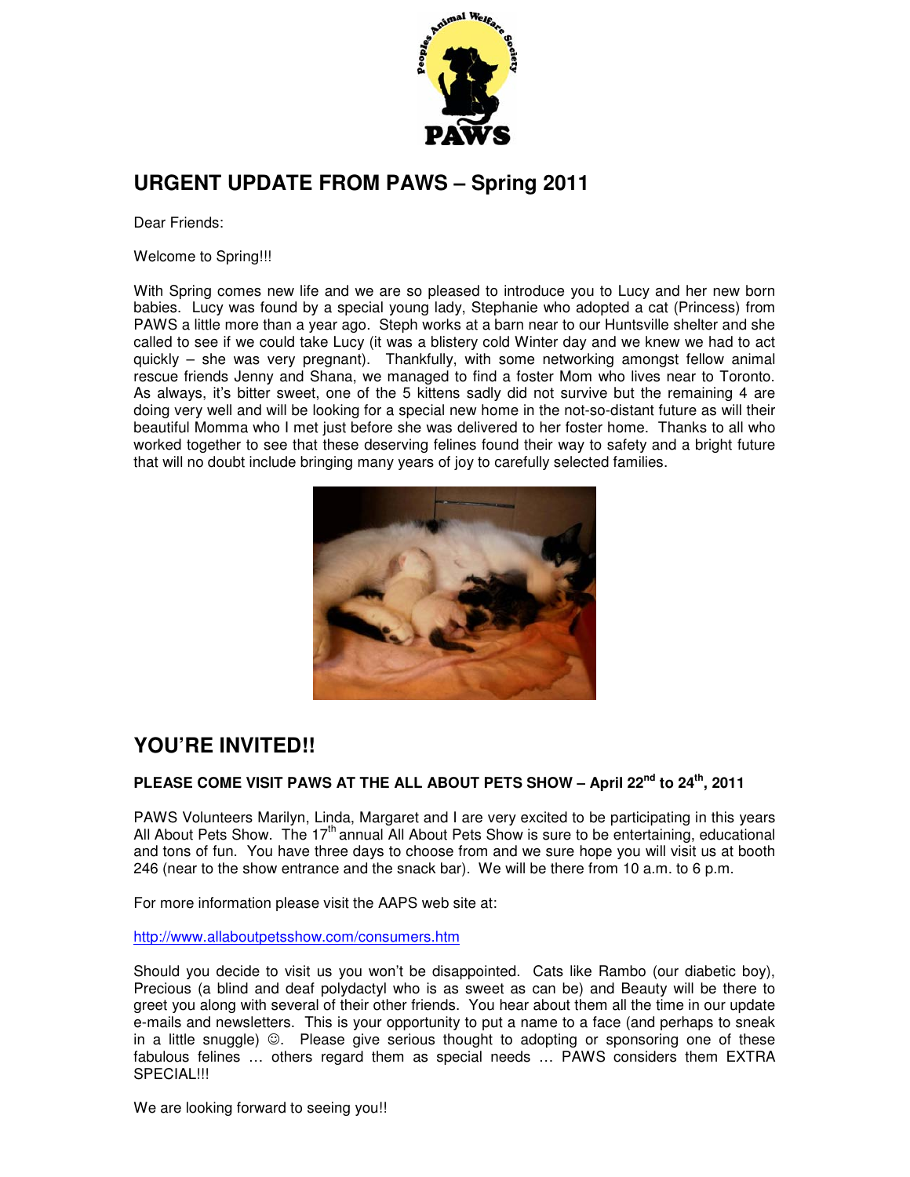# URGENT UPDATE FROM PAWS – Spring 2011

Dear Friends:

Welcome to Spring!!!

With Spring comes new life and we are so pleased to introduce you to Lucy and her new born babies. Lucy was found by a special young lady, Stephanie who adopted a cat (Princess) from PAWS a little more than a year ago. Steph works at a barn near to our Huntsville shelter and she called to see if we could take Lucy (it was a blistery cold Winter day and we knew we had to act quickly – she was very pregnant). Thankfully, with some networking amongst fellow animal rescue friends Jenny and Shana, we managed to find a foster Mom who lives near to Toronto. As always, it's bitter sweet, one of the 5 kittens sadly did not survive but the remaining 4 are doing very well and will be looking for a special new home in the not-so-distant future as will their beautiful Momma who I met just before she was delivered to her foster home. Thanks to all who worked together to see that these deserving felines found their way to safety and a bright future that will no doubt include bringing many years of joy to carefully selected families.

# YOU'RE INVITED!!

### PLEASE COME VISIT PAWS AT THE ALL ABOUT PETS SHOW – April 22nd to 24th, 2011

PAWS Volunteers Marilyn, Linda, Margaret and I are very excited to be participating in this years All About Pets Show. The 17th annual All About Pets Show is sure to be entertaining, educational and tons of fun. You have three days to choose from and we sure hope you will visit us at booth 246 (near to the show entrance and the snack bar). We will be there from 10 a.m. to 6 p.m.

For more information please visit the AAPS web site at:

http://www.allaboutpetsshow.com/consumers.htm

Should you decide to visit us you won't be disappointed. Cats like Rambo (our diabetic boy), Precious (a blind and deaf polydactyl who is as sweet as can be) and Beauty will be there to greet you along with several of their other friends. You hear about them all the time in our update e-mails and newsletters. This is your opportunity to put a name to a face (and perhaps to sneak in a little snuggle) ☺. Please give serious thought to adopting or sponsoring one of these fabulous felines … others regard them as special needs … PAWS considers them EXTRA SPECIAL!!!

We are looking forward to seeing you!!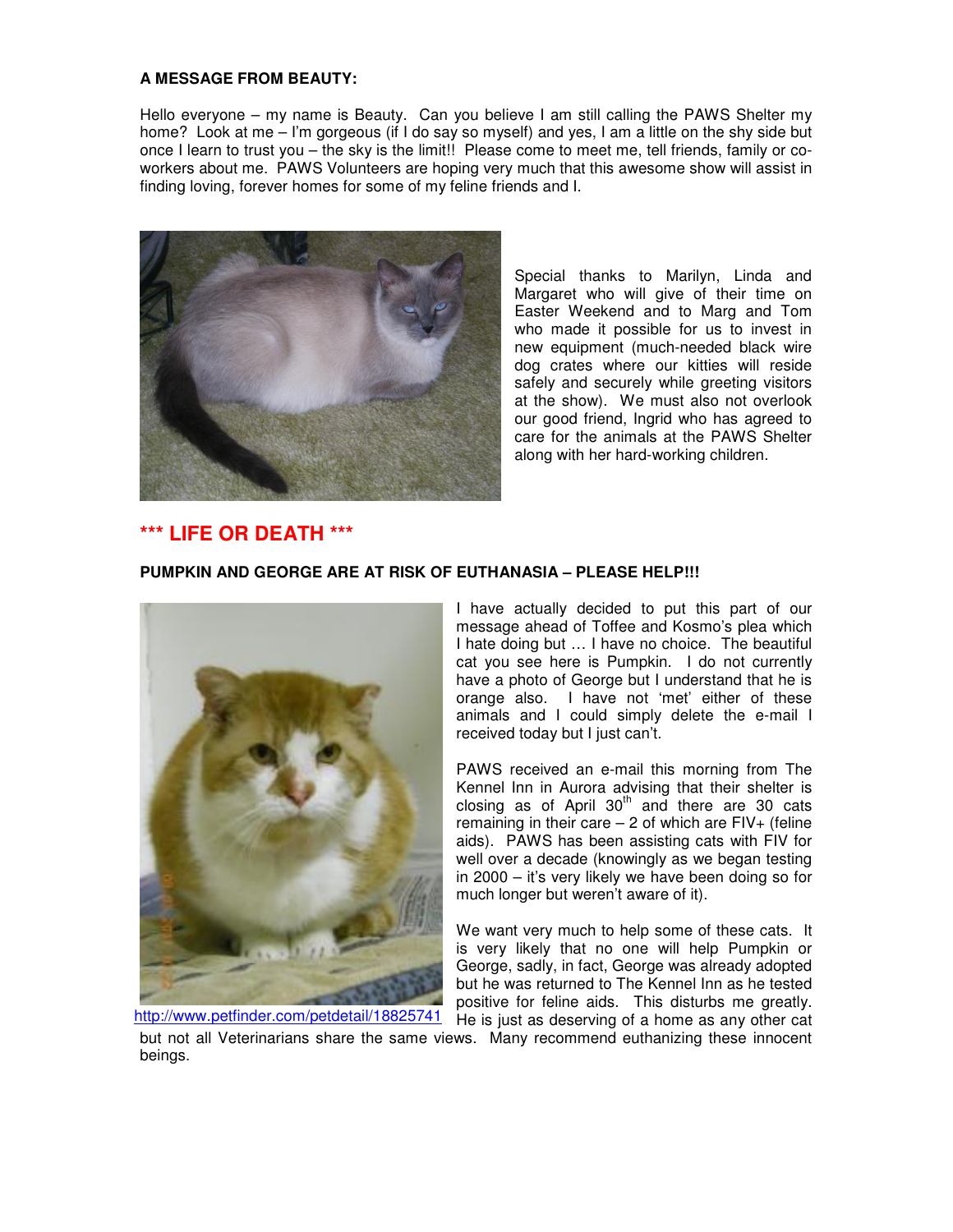**A MESSAGE FROM BEAUTY:**

Hello everyone – my name is Beauty. Can you believe I am still calling the PAWS Shelter my home? Look at me – I'm gorgeous (if I do say so myself) and yes, I am a little on the shy side but once I learn to trust you – the sky is the limit!! Please come to meet me, tell friends, family or co-workers about me. PAWS Volunteers are hoping very much that this awesome show will assist in finding loving, forever homes for some of my feline friends and I.

Special thanks to Marilyn, Linda and Margaret who will give of their time on Easter Weekend and to Marg and Tom who made it possible for us to invest in new equipment (much-needed black wire dog crates where our kitties will reside safely and securely while greeting visitors at the show). We must also not overlook our good friend, Ingrid who has agreed to care for the animals at the PAWS Shelter along with her hard-working children.

## *** LIFE OR DEATH ***

**PUMPKIN AND GEORGE ARE AT RISK OF EUTHANASIA – PLEASE HELP!!!**

http://www.petfinder.com/petdetail/18825741

I have actually decided to put this part of our message ahead of Toffee and Kosmo's plea which I hate doing but … I have no choice. The beautiful cat you see here is Pumpkin. I do not currently have a photo of George but I understand that he is orange also. I have not 'met' either of these animals and I could simply delete the e-mail I received today but I just can't.

PAWS received an e-mail this morning from The Kennel Inn in Aurora advising that their shelter is closing as of April 30th and there are 30 cats remaining in their care – 2 of which are FIV+ (feline aids). PAWS has been assisting cats with FIV for well over a decade (knowingly as we began testing in 2000 – it's very likely we have been doing so for much longer but weren't aware of it).

We want very much to help some of these cats. It is very likely that no one will help Pumpkin or George, sadly, in fact, George was already adopted but he was returned to The Kennel Inn as he tested positive for feline aids. This disturbs me greatly. He is just as deserving of a home as any other cat but not all Veterinarians share the same views. Many recommend euthanizing these innocent beings.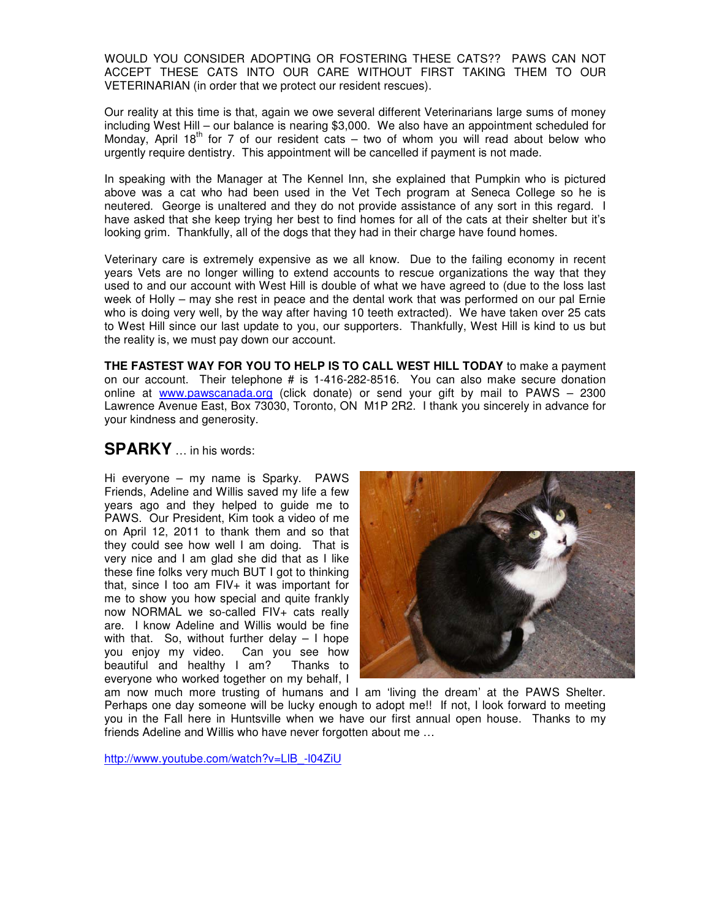WOULD YOU CONSIDER ADOPTING OR FOSTERING THESE CATS?? PAWS CAN NOT ACCEPT THESE CATS INTO OUR CARE WITHOUT FIRST TAKING THEM TO OUR VETERINARIAN (in order that we protect our resident rescues).

Our reality at this time is that, again we owe several different Veterinarians large sums of money including West Hill – our balance is nearing $3,000. We also have an appointment scheduled for Monday, April 18th for 7 of our resident cats – two of whom you will read about below who urgently require dentistry. This appointment will be cancelled if payment is not made.

In speaking with the Manager at The Kennel Inn, she explained that Pumpkin who is pictured above was a cat who had been used in the Vet Tech program at Seneca College so he is neutered. George is unaltered and they do not provide assistance of any sort in this regard. I have asked that she keep trying her best to find homes for all of the cats at their shelter but it's looking grim. Thankfully, all of the dogs that they had in their charge have found homes.

Veterinary care is extremely expensive as we all know. Due to the failing economy in recent years Vets are no longer willing to extend accounts to rescue organizations the way that they used to and our account with West Hill is double of what we have agreed to (due to the loss last week of Holly – may she rest in peace and the dental work that was performed on our pal Ernie who is doing very well, by the way after having 10 teeth extracted). We have taken over 25 cats to West Hill since our last update to you, our supporters. Thankfully, West Hill is kind to us but the reality is, we must pay down our account.

**THE FASTEST WAY FOR YOU TO HELP IS TO CALL WEST HILL TODAY** to make a payment on our account. Their telephone # is 1-416-282-8516. You can also make secure donation online at [www.pawscanada.org](www.pawscanada.org) (click donate) or send your gift by mail to PAWS – 2300 Lawrence Avenue East, Box 73030, Toronto, ON M1P 2R2. I thank you sincerely in advance for your kindness and generosity.

## SPARKY … in his words:

Hi everyone – my name is Sparky. PAWS Friends, Adeline and Willis saved my life a few years ago and they helped to guide me to PAWS. Our President, Kim took a video of me on April 12, 2011 to thank them and so that they could see how well I am doing. That is very nice and I am glad she did that as I like these fine folks very much BUT I got to thinking that, since I too am FIV+ it was important for me to show you how special and quite frankly now NORMAL we so-called FIV+ cats really are. I know Adeline and Willis would be fine with that. So, without further delay – I hope you enjoy my video. Can you see how beautiful and healthy I am? Thanks to everyone who worked together on my behalf, I am now much more trusting of humans and I am 'living the dream' at the PAWS Shelter. Perhaps one day someone will be lucky enough to adopt me!! If not, I look forward to meeting you in the Fall here in Huntsville when we have our first annual open house. Thanks to my friends Adeline and Willis who have never forgotten about me …

[http://www.youtube.com/watch?v=LIB_-l04ZiU](http://www.youtube.com/watch?v=LIB_-l04ZiU)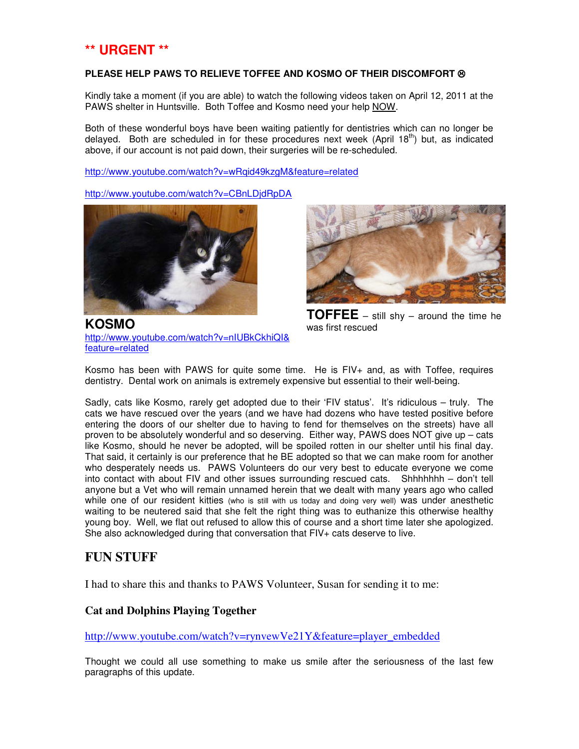**\*\* URGENT \*\***

**PLEASE HELP PAWS TO RELIEVE TOFFEE AND KOSMO OF THEIR DISCOMFORT ☹**

Kindly take a moment (if you are able) to watch the following videos taken on April 12, 2011 at the PAWS shelter in Huntsville. Both Toffee and Kosmo need your help NOW.

Both of these wonderful boys have been waiting patiently for dentistries which can no longer be delayed. Both are scheduled in for these procedures next week (April 18th) but, as indicated above, if our account is not paid down, their surgeries will be re-scheduled.

http://www.youtube.com/watch?v=wRqid49kzgM&feature=related

http://www.youtube.com/watch?v=CBnLDjdRpDA

**KOSMO**
http://www.youtube.com/watch?v=nIUBkCkhiQI&feature=related

**TOFFEE** – still shy – around the time he was first rescued

Kosmo has been with PAWS for quite some time. He is FIV+ and, as with Toffee, requires dentistry. Dental work on animals is extremely expensive but essential to their well-being.

Sadly, cats like Kosmo, rarely get adopted due to their 'FIV status'. It's ridiculous – truly. The cats we have rescued over the years (and we have had dozens who have tested positive before entering the doors of our shelter due to having to fend for themselves on the streets) have all proven to be absolutely wonderful and so deserving. Either way, PAWS does NOT give up – cats like Kosmo, should he never be adopted, will be spoiled rotten in our shelter until his final day. That said, it certainly is our preference that he BE adopted so that we can make room for another who desperately needs us. PAWS Volunteers do our very best to educate everyone we come into contact with about FIV and other issues surrounding rescued cats. Shhhhhhh – don't tell anyone but a Vet who will remain unnamed herein that we dealt with many years ago who called while one of our resident kitties (who is still with us today and doing very well) was under anesthetic waiting to be neutered said that she felt the right thing was to euthanize this otherwise healthy young boy. Well, we flat out refused to allow this of course and a short time later she apologized. She also acknowledged during that conversation that FIV+ cats deserve to live.

## FUN STUFF

I had to share this and thanks to PAWS Volunteer, Susan for sending it to me:

### Cat and Dolphins Playing Together

http://www.youtube.com/watch?v=rynvewVe21Y&feature=player_embedded

Thought we could all use something to make us smile after the seriousness of the last few paragraphs of this update.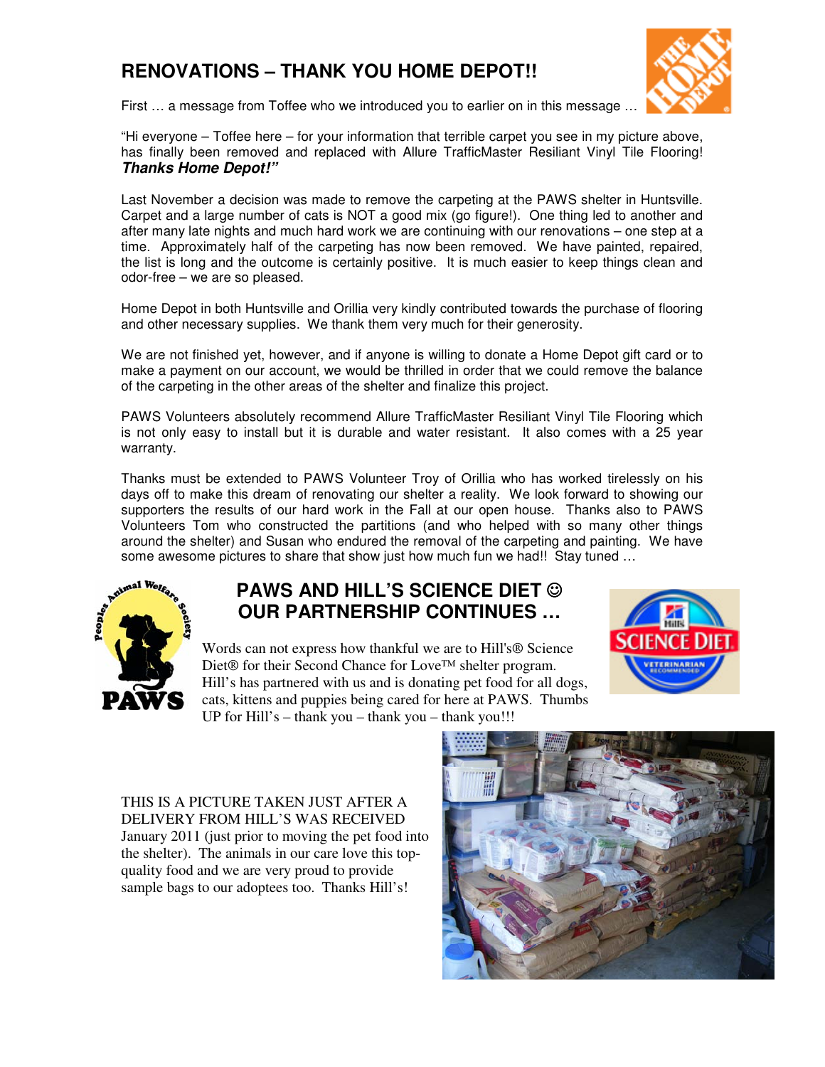# RENOVATIONS – THANK YOU HOME DEPOT!!

First … a message from Toffee who we introduced you to earlier on in this message …

"Hi everyone – Toffee here – for your information that terrible carpet you see in my picture above, has finally been removed and replaced with Allure TrafficMaster Resiliant Vinyl Tile Flooring! ***Thanks Home Depot!"***

Last November a decision was made to remove the carpeting at the PAWS shelter in Huntsville. Carpet and a large number of cats is NOT a good mix (go figure!). One thing led to another and after many late nights and much hard work we are continuing with our renovations – one step at a time. Approximately half of the carpeting has now been removed. We have painted, repaired, the list is long and the outcome is certainly positive. It is much easier to keep things clean and odor-free – we are so pleased.

Home Depot in both Huntsville and Orillia very kindly contributed towards the purchase of flooring and other necessary supplies. We thank them very much for their generosity.

We are not finished yet, however, and if anyone is willing to donate a Home Depot gift card or to make a payment on our account, we would be thrilled in order that we could remove the balance of the carpeting in the other areas of the shelter and finalize this project.

PAWS Volunteers absolutely recommend Allure TrafficMaster Resiliant Vinyl Tile Flooring which is not only easy to install but it is durable and water resistant. It also comes with a 25 year warranty.

Thanks must be extended to PAWS Volunteer Troy of Orillia who has worked tirelessly on his days off to make this dream of renovating our shelter a reality. We look forward to showing our supporters the results of our hard work in the Fall at our open house. Thanks also to PAWS Volunteers Tom who constructed the partitions (and who helped with so many other things around the shelter) and Susan who endured the removal of the carpeting and painting. We have some awesome pictures to share that show just how much fun we had!! Stay tuned …

## PAWS AND HILL'S SCIENCE DIET ☺ OUR PARTNERSHIP CONTINUES …

Words can not express how thankful we are to Hill's® Science Diet® for their Second Chance for Love™ shelter program. Hill's has partnered with us and is donating pet food for all dogs, cats, kittens and puppies being cared for here at PAWS. Thumbs UP for Hill's – thank you – thank you – thank you!!!

THIS IS A PICTURE TAKEN JUST AFTER A DELIVERY FROM HILL'S WAS RECEIVED January 2011 (just prior to moving the pet food into the shelter). The animals in our care love this top-quality food and we are very proud to provide sample bags to our adoptees too. Thanks Hill's!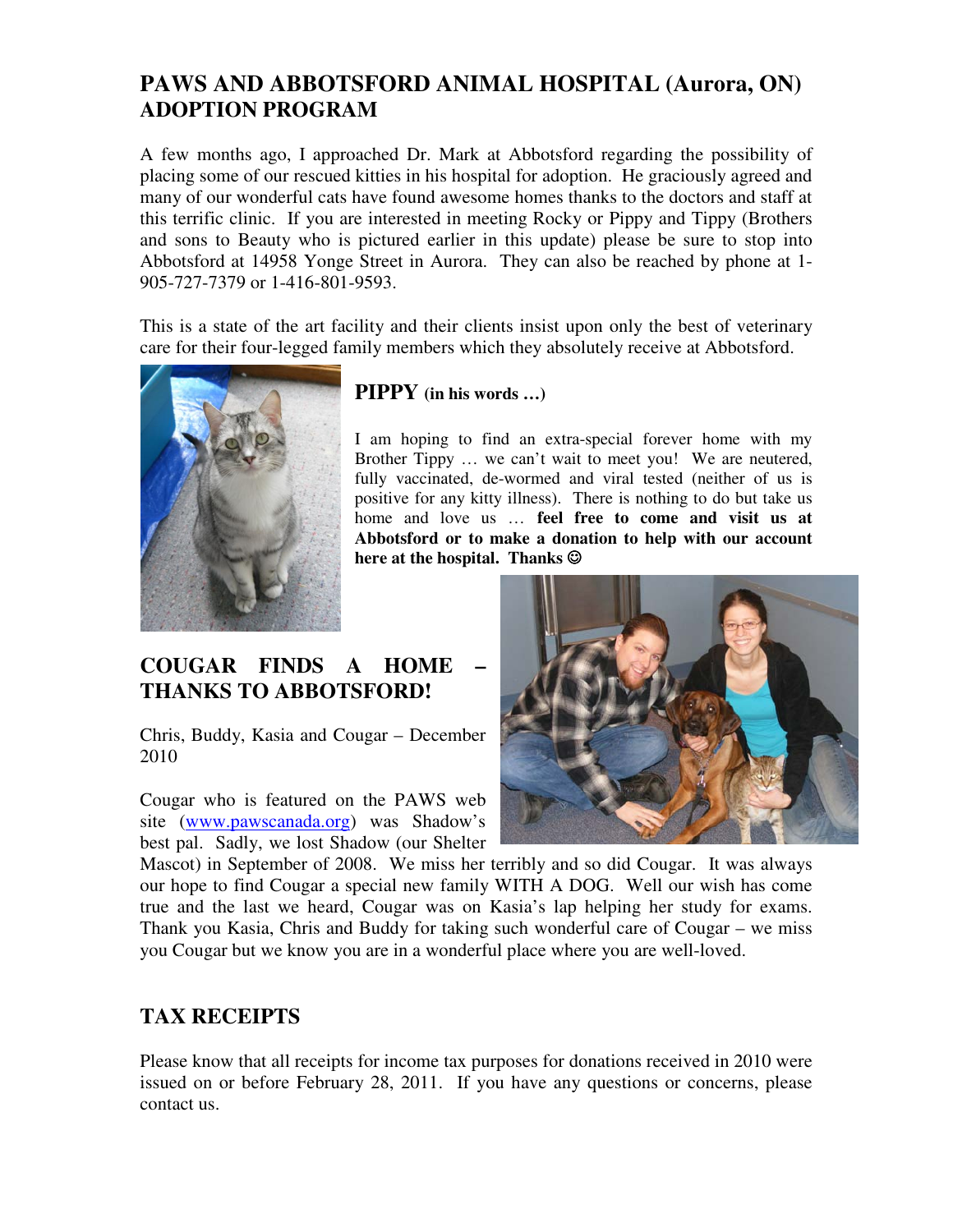## PAWS AND ABBOTSFORD ANIMAL HOSPITAL (Aurora, ON) ADOPTION PROGRAM

A few months ago, I approached Dr. Mark at Abbotsford regarding the possibility of placing some of our rescued kitties in his hospital for adoption. He graciously agreed and many of our wonderful cats have found awesome homes thanks to the doctors and staff at this terrific clinic. If you are interested in meeting Rocky or Pippy and Tippy (Brothers and sons to Beauty who is pictured earlier in this update) please be sure to stop into Abbotsford at 14958 Yonge Street in Aurora. They can also be reached by phone at 1-905-727-7379 or 1-416-801-9593.

This is a state of the art facility and their clients insist upon only the best of veterinary care for their four-legged family members which they absolutely receive at Abbotsford.

### PIPPY (in his words …)

I am hoping to find an extra-special forever home with my Brother Tippy … we can't wait to meet you! We are neutered, fully vaccinated, de-wormed and viral tested (neither of us is positive for any kitty illness). There is nothing to do but take us home and love us … **feel free to come and visit us at Abbotsford or to make a donation to help with our account here at the hospital. Thanks ☺**

## COUGAR FINDS A HOME – THANKS TO ABBOTSFORD!

Chris, Buddy, Kasia and Cougar – December 2010

Cougar who is featured on the PAWS web site ([www.pawscanada.org](www.pawscanada.org)) was Shadow's best pal. Sadly, we lost Shadow (our Shelter Mascot) in September of 2008. We miss her terribly and so did Cougar. It was always our hope to find Cougar a special new family WITH A DOG. Well our wish has come true and the last we heard, Cougar was on Kasia's lap helping her study for exams. Thank you Kasia, Chris and Buddy for taking such wonderful care of Cougar – we miss you Cougar but we know you are in a wonderful place where you are well-loved.

## TAX RECEIPTS

Please know that all receipts for income tax purposes for donations received in 2010 were issued on or before February 28, 2011. If you have any questions or concerns, please contact us.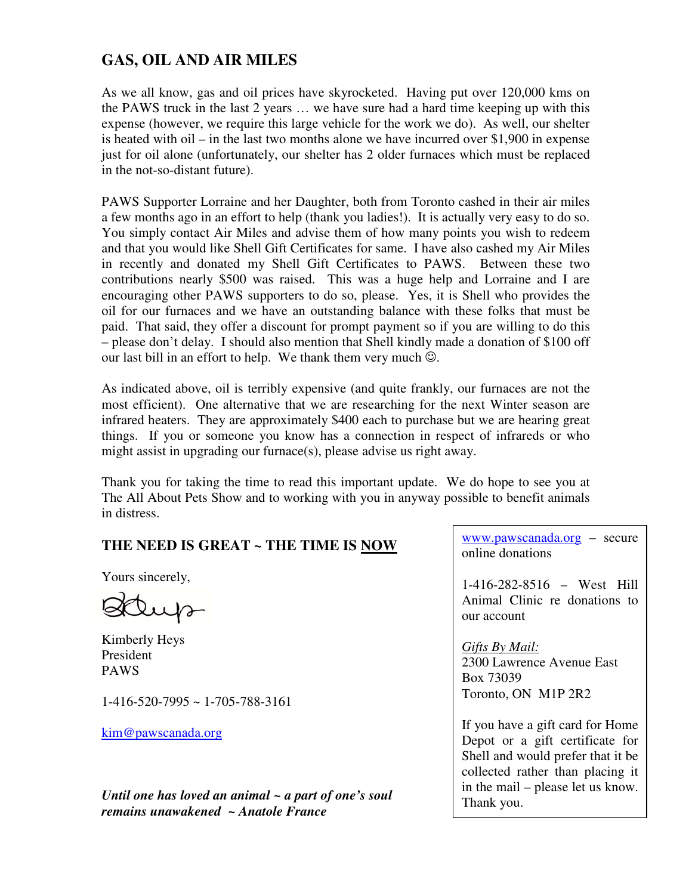## GAS, OIL AND AIR MILES

As we all know, gas and oil prices have skyrocketed. Having put over 120,000 kms on the PAWS truck in the last 2 years … we have sure had a hard time keeping up with this expense (however, we require this large vehicle for the work we do). As well, our shelter is heated with oil – in the last two months alone we have incurred over $1,900 in expense just for oil alone (unfortunately, our shelter has 2 older furnaces which must be replaced in the not-so-distant future).

PAWS Supporter Lorraine and her Daughter, both from Toronto cashed in their air miles a few months ago in an effort to help (thank you ladies!). It is actually very easy to do so. You simply contact Air Miles and advise them of how many points you wish to redeem and that you would like Shell Gift Certificates for same. I have also cashed my Air Miles in recently and donated my Shell Gift Certificates to PAWS. Between these two contributions nearly $500 was raised. This was a huge help and Lorraine and I are encouraging other PAWS supporters to do so, please. Yes, it is Shell who provides the oil for our furnaces and we have an outstanding balance with these folks that must be paid. That said, they offer a discount for prompt payment so if you are willing to do this – please don't delay. I should also mention that Shell kindly made a donation of $100 off our last bill in an effort to help. We thank them very much ☺.

As indicated above, oil is terribly expensive (and quite frankly, our furnaces are not the most efficient). One alternative that we are researching for the next Winter season are infrared heaters. They are approximately $400 each to purchase but we are hearing great things. If you or someone you know has a connection in respect of infrareds or who might assist in upgrading our furnace(s), please advise us right away.

Thank you for taking the time to read this important update. We do hope to see you at The All About Pets Show and to working with you in anyway possible to benefit animals in distress.

### THE NEED IS GREAT ~ THE TIME IS NOW

Yours sincerely,

Kimberly Heys
President
PAWS

1-416-520-7995 ~ 1-705-788-3161

kim@pawscanada.org

***Until one has loved an animal ~ a part of one's soul remains unawakened ~ Anatole France***

www.pawscanada.org – secure online donations

1-416-282-8516 – West Hill Animal Clinic re donations to our account

*Gifts By Mail:*
2300 Lawrence Avenue East
Box 73039
Toronto, ON M1P 2R2

If you have a gift card for Home Depot or a gift certificate for Shell and would prefer that it be collected rather than placing it in the mail – please let us know. Thank you.